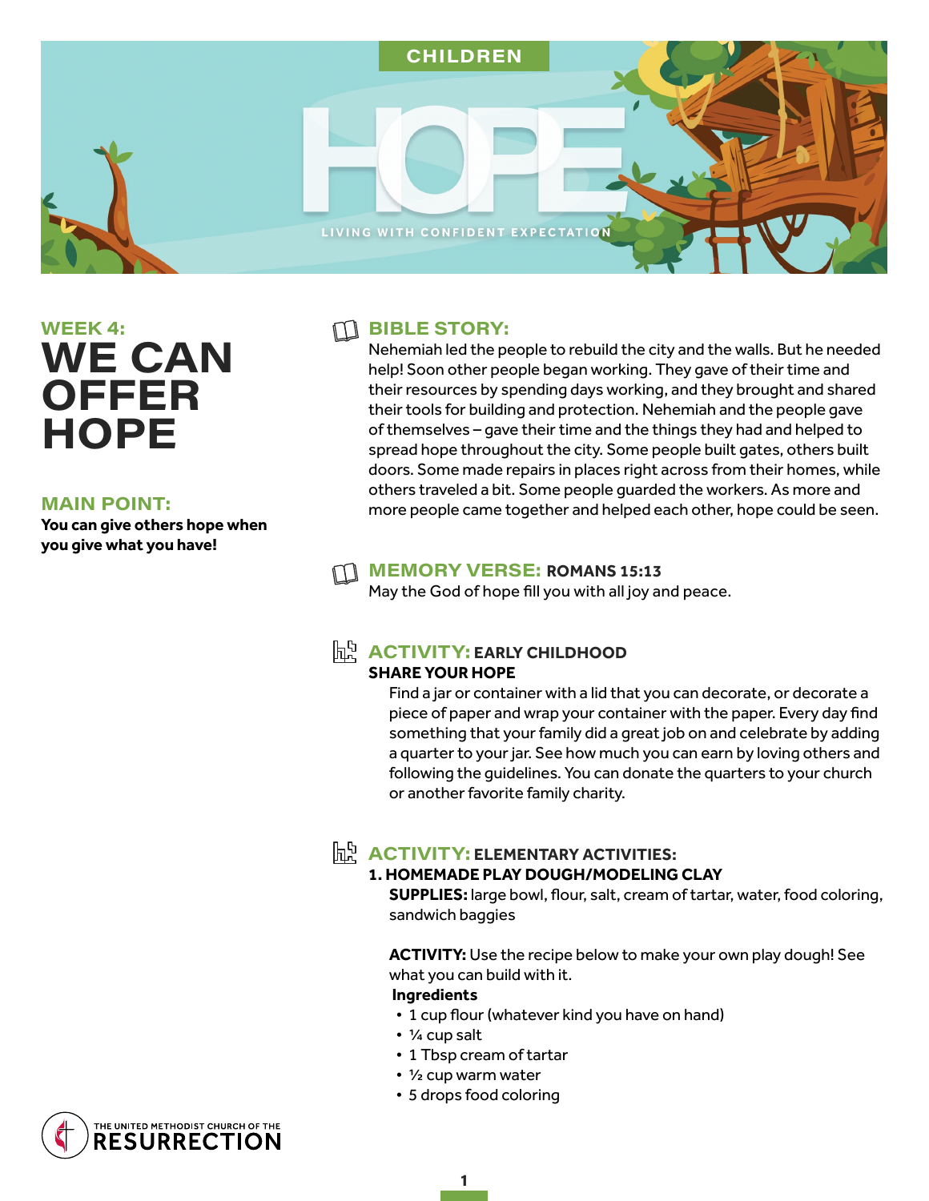CHILDREN

# HOPE

LIVING WITH CONFIDENT EXPECTATION

## WEEK 4:
# WE CAN OFFER HOPE

### MAIN POINT:
**You can give others hope when you give what you have!**

### BIBLE STORY:
Nehemiah led the people to rebuild the city and the walls. But he needed help! Soon other people began working. They gave of their time and their resources by spending days working, and they brought and shared their tools for building and protection. Nehemiah and the people gave of themselves – gave their time and the things they had and helped to spread hope throughout the city. Some people built gates, others built doors. Some made repairs in places right across from their homes, while others traveled a bit. Some people guarded the workers. As more and more people came together and helped each other, hope could be seen.

### MEMORY VERSE: ROMANS 15:13
May the God of hope fill you with all joy and peace.

### ACTIVITY: EARLY CHILDHOOD
**SHARE YOUR HOPE**

Find a jar or container with a lid that you can decorate, or decorate a piece of paper and wrap your container with the paper. Every day find something that your family did a great job on and celebrate by adding a quarter to your jar. See how much you can earn by loving others and following the guidelines. You can donate the quarters to your church or another favorite family charity.

### ACTIVITY: ELEMENTARY ACTIVITIES:
**1. HOMEMADE PLAY DOUGH/MODELING CLAY**

**SUPPLIES:** large bowl, flour, salt, cream of tartar, water, food coloring, sandwich baggies

**ACTIVITY:** Use the recipe below to make your own play dough! See what you can build with it.

**Ingredients**
- 1 cup flour (whatever kind you have on hand)
- ¼ cup salt
- 1 Tbsp cream of tartar
- ½ cup warm water
- 5 drops food coloring

THE UNITED METHODIST CHURCH OF THE RESURRECTION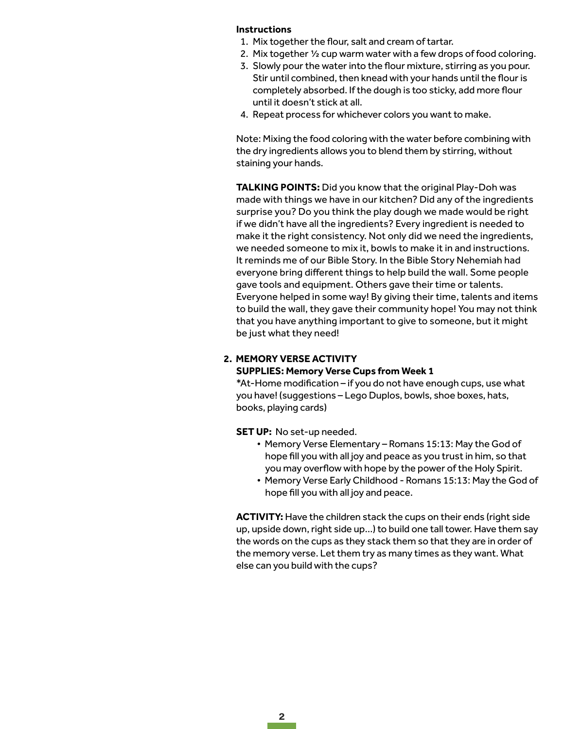**Instructions**

1. Mix together the flour, salt and cream of tartar.
2. Mix together ½ cup warm water with a few drops of food coloring.
3. Slowly pour the water into the flour mixture, stirring as you pour. Stir until combined, then knead with your hands until the flour is completely absorbed. If the dough is too sticky, add more flour until it doesn't stick at all.
4. Repeat process for whichever colors you want to make.

Note: Mixing the food coloring with the water before combining with the dry ingredients allows you to blend them by stirring, without staining your hands.

**TALKING POINTS:** Did you know that the original Play-Doh was made with things we have in our kitchen? Did any of the ingredients surprise you? Do you think the play dough we made would be right if we didn't have all the ingredients? Every ingredient is needed to make it the right consistency. Not only did we need the ingredients, we needed someone to mix it, bowls to make it in and instructions. It reminds me of our Bible Story. In the Bible Story Nehemiah had everyone bring different things to help build the wall. Some people gave tools and equipment. Others gave their time or talents. Everyone helped in some way! By giving their time, talents and items to build the wall, they gave their community hope! You may not think that you have anything important to give to someone, but it might be just what they need!

2. **MEMORY VERSE ACTIVITY**

**SUPPLIES: Memory Verse Cups from Week 1**
*At-Home modification – if you do not have enough cups, use what you have! (suggestions – Lego Duplos, bowls, shoe boxes, hats, books, playing cards)

**SET UP:** No set-up needed.

- Memory Verse Elementary – Romans 15:13: May the God of hope fill you with all joy and peace as you trust in him, so that you may overflow with hope by the power of the Holy Spirit.
- Memory Verse Early Childhood - Romans 15:13: May the God of hope fill you with all joy and peace.

**ACTIVITY:** Have the children stack the cups on their ends (right side up, upside down, right side up...) to build one tall tower. Have them say the words on the cups as they stack them so that they are in order of the memory verse. Let them try as many times as they want. What else can you build with the cups?